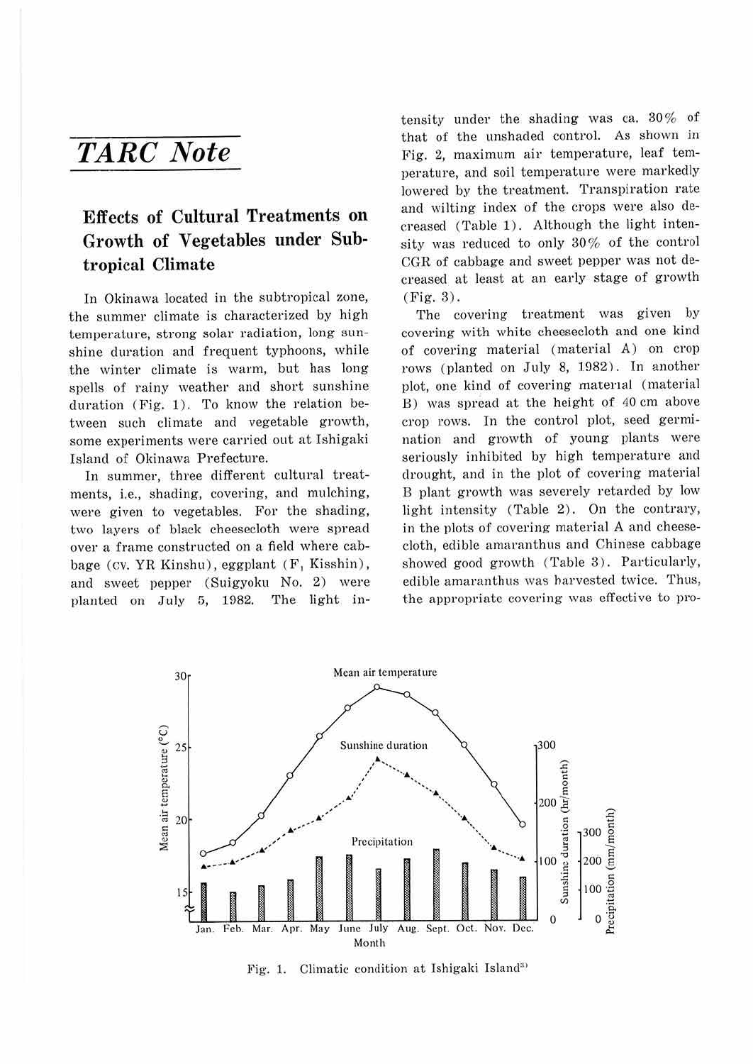# *TARC Note*

## Effects of Cultural Treatments on Growth of Vegetables under Subtropical Climate

In Okinawa located in the subtropical zone, the summer climate is characterized by high temperature, strong solar radiation, long sunshine duration and frequent typhoons, while the winter climate is warm, but has long spells of rainy weather and short sunshine duration (Fig. 1). To know the relation between such climate and vegetable growth, some experiments were carried out at Ishigaki Island of Okinawa Prefecture.

In summer, three different cultural treatments, i.e., shading, covering, and mulching, were given to vegetables. For the shading, two layers of black cheesecloth were spread over a frame constructed on a field where cabbage (cv. YR Kinshu), eggplant ($F_1$ Kisshin), and sweet pepper (Suigyoku No. 2) were planted on July 5, 1982. The light intensity under the shading was ca. 30% of that of the unshaded control. As shown in Fig. 2, maximum air temperature, leaf temperature, and soil temperature were markedly lowered by the treatment. Transpiration rate and wilting index of the crops were also decreased (Table 1). Although the light intensity was reduced to only 30% of the control CGR of cabbage and sweet pepper was not decreased at least at an early stage of growth (Fig. 3).

The covering treatment was given by covering with white cheesecloth and one kind of covering material (material A) on crop rows (planted on July 8, 1982). In another plot, one kind of covering material (material B) was spread at the height of 40 cm above crop rows. In the control plot, seed germination and growth of young plants were seriously inhibited by high temperature and drought, and in the plot of covering material B plant growth was severely retarded by low light intensity (Table 2). On the contrary, in the plots of covering material A and cheesecloth, edible amaranthus and Chinese cabbage showed good growth (Table 3). Particularly, edible amaranthus was harvested twice. Thus, the appropriate covering was effective to pro-

Fig. 1. Climatic condition at Ishigaki Island[3)]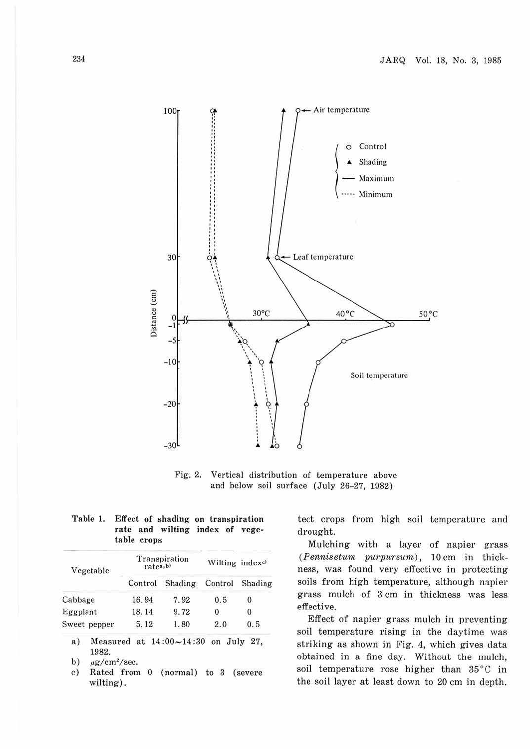Fig. 2. Vertical distribution of temperature above and below soil surface (July 26–27, 1982)

**Table 1. Effect of shading on transpiration rate and wilting index of vegetable crops**

| Vegetable | Transpiration rate[a,b] | | Wilting index[c] | |
|---|---|---|---|---|
| | Control | Shading | Control | Shading |
| Cabbage | 16.94 | 7.92 | 0.5 | 0 |
| Eggplant | 18.14 | 9.72 | 0 | 0 |
| Sweet pepper | 5.12 | 1.80 | 2.0 | 0.5 |

a) Measured at 14:00～14:30 on July 27, 1982.
b) $\mu g/cm^2/sec$.
c) Rated from 0 (normal) to 3 (severe wilting).

tect crops from high soil temperature and drought.

Mulching with a layer of napier grass (*Pennisetum purpureum*), 10 cm in thickness, was found very effective in protecting soils from high temperature, although napier grass mulch of 3 cm in thickness was less effective.

Effect of napier grass mulch in preventing soil temperature rising in the daytime was striking as shown in Fig. 4, which gives data obtained in a fine day. Without the mulch, soil temperature rose higher than 35°C in the soil layer at least down to 20 cm in depth.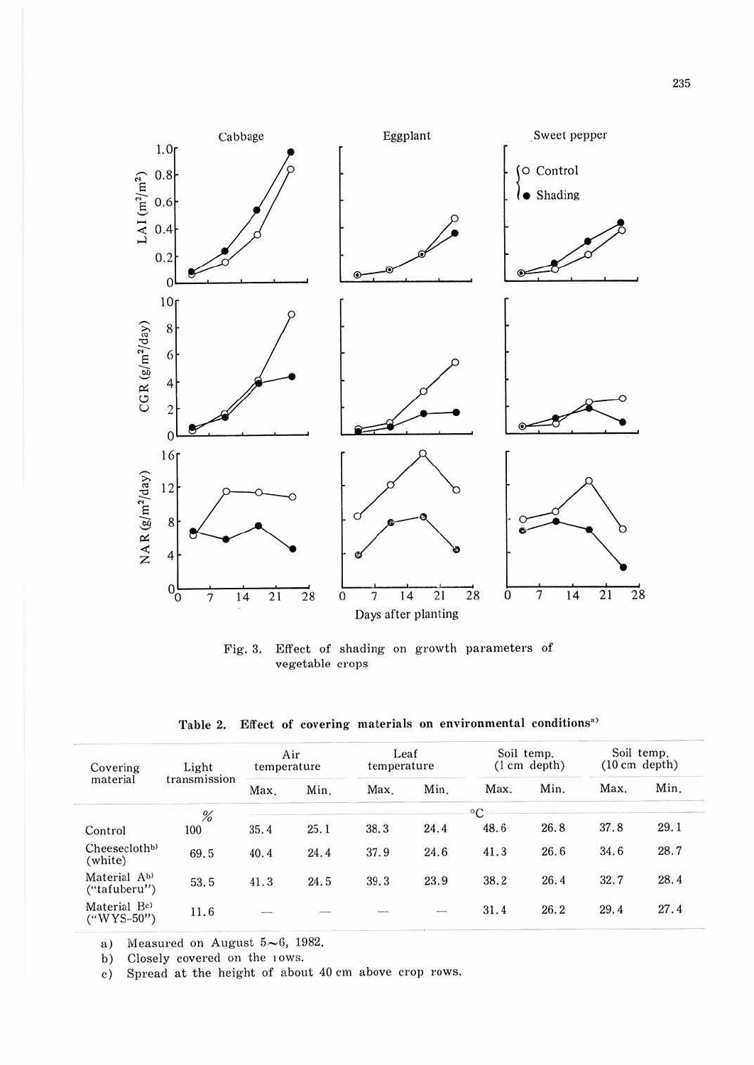Fig. 3. Effect of shading on growth parameters of vegetable crops

Table 2. Effect of covering materials on environmental conditions[a)]

| Covering material | Light transmission | Air temperature | | Leaf temperature | | Soil temp. (1 cm depth) | | Soil temp. (10 cm depth) | |
|---|---|---|---|---|---|---|---|---|---|
| | | Max. | Min. | Max. | Min. | Max. | Min. | Max. | Min. |
| | % | °C | | | | | | | |
| Control | 100 | 35.4 | 25.1 | 38.3 | 24.4 | 48.6 | 26.8 | 37.8 | 29.1 |
| Cheesecloth[b)] (white) | 69.5 | 40.4 | 24.4 | 37.9 | 24.6 | 41.3 | 26.6 | 34.6 | 28.7 |
| Material A[b)] ("tafuberu") | 53.5 | 41.3 | 24.5 | 39.3 | 23.9 | 38.2 | 26.4 | 32.7 | 28.4 |
| Material B[c)] ("WYS-50") | 11.6 | — | — | — | — | 31.4 | 26.2 | 29.4 | 27.4 |

a) Measured on August 5~6, 1982.
b) Closely covered on the rows.
c) Spread at the height of about 40 cm above crop rows.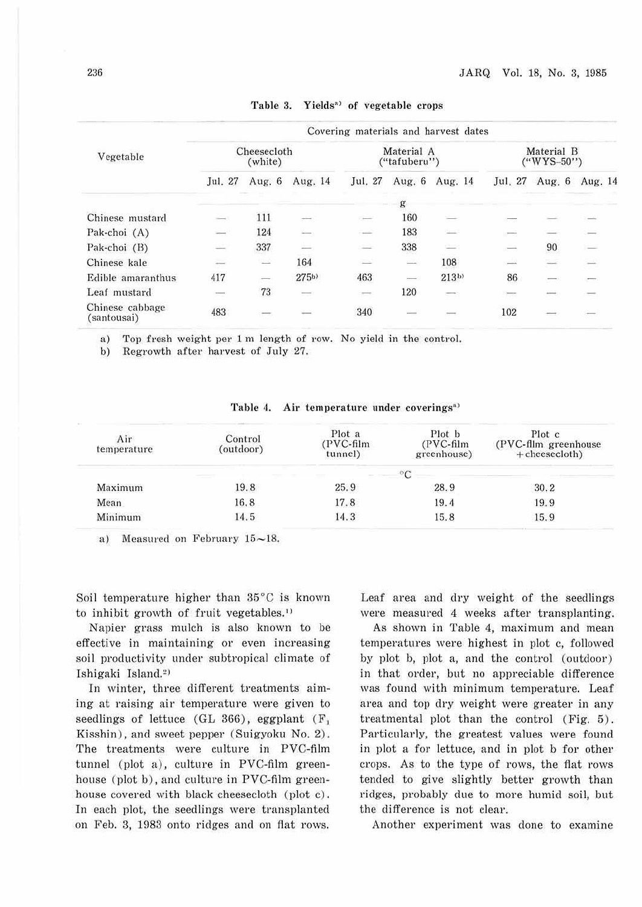**Table 3. Yields[a] of vegetable crops**

| Vegetable | Covering materials and harvest dates | | | | | | | | |
|---|---|---|---|---|---|---|---|---|---|
| | Cheesecloth (white) | | | Material A ("tafuberu") | | | Material B ("WYS-50") | | |
| | Jul. 27 | Aug. 6 | Aug. 14 | Jul. 27 | Aug. 6 | Aug. 14 | Jul. 27 | Aug. 6 | Aug. 14 |
| | g | | | | | | | | |
| Chinese mustard | — | 111 | — | — | 160 | — | — | — | — |
| Pak-choi (A) | — | 124 | — | — | 183 | — | — | — | — |
| Pak-choi (B) | — | 337 | — | — | 338 | — | — | 90 | — |
| Chinese kale | — | — | 164 | — | — | 108 | — | — | — |
| Edible amaranthus | 417 | — | 275[b] | 463 | — | 213[b] | 86 | — | — |
| Leaf mustard | — | 73 | — | — | 120 | — | — | — | — |
| Chinese cabbage (santousai) | 483 | — | — | 340 | — | — | 102 | — | — |

a) Top fresh weight per 1 m length of row. No yield in the control.
b) Regrowth after harvest of July 27.

**Table 4. Air temperature under coverings[a]**

| Air temperature | Control (outdoor) | Plot a (PVC-film tunnel) | Plot b (PVC-film greenhouse) | Plot c (PVC-film greenhouse + cheesecloth) |
|---|---|---|---|---|
| | °C | | | |
| Maximum | 19.8 | 25.9 | 28.9 | 30.2 |
| Mean | 16.8 | 17.8 | 19.4 | 19.9 |
| Minimum | 14.5 | 14.3 | 15.8 | 15.9 |

a) Measured on February 15~18.

Soil temperature higher than 35°C is known to inhibit growth of fruit vegetables.[1]

Napier grass mulch is also known to be effective in maintaining or even increasing soil productivity under subtropical climate of Ishigaki Island.[2]

In winter, three different treatments aiming at raising air temperature were given to seedlings of lettuce (GL 366), eggplant ($F_1$ Kisshin), and sweet pepper (Suigyoku No. 2). The treatments were culture in PVC-film tunnel (plot a), culture in PVC-film greenhouse (plot b), and culture in PVC-film greenhouse covered with black cheesecloth (plot c). In each plot, the seedlings were transplanted on Feb. 3, 1983 onto ridges and on flat rows. Leaf area and dry weight of the seedlings were measured 4 weeks after transplanting.

As shown in Table 4, maximum and mean temperatures were highest in plot c, followed by plot b, plot a, and the control (outdoor) in that order, but no appreciable difference was found with minimum temperature. Leaf area and top dry weight were greater in any treatmental plot than the control (Fig. 5). Particularly, the greatest values were found in plot a for lettuce, and in plot b for other crops. As to the type of rows, the flat rows tended to give slightly better growth than ridges, probably due to more humid soil, but the difference is not clear.

Another experiment was done to examine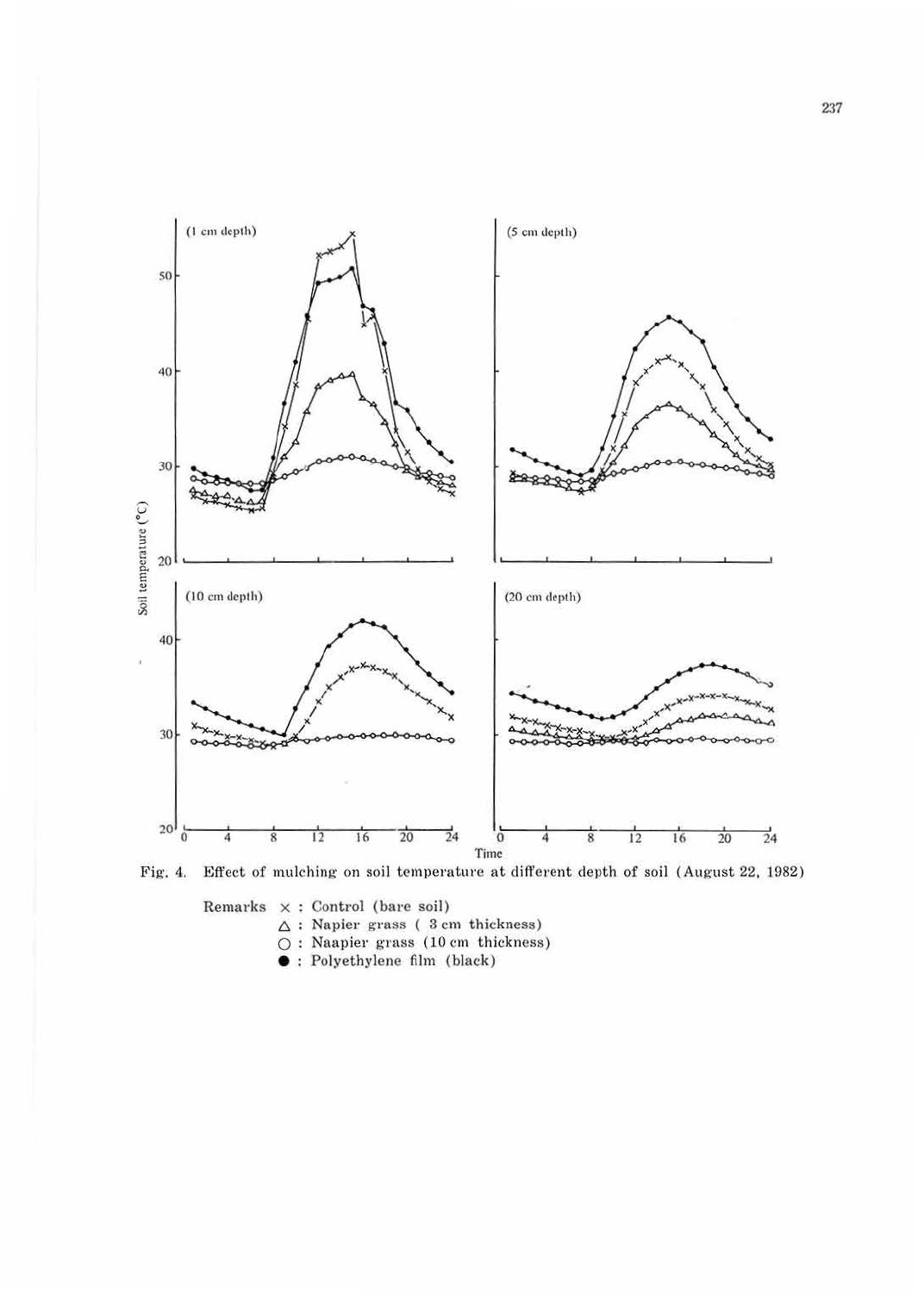Fig. 4. Effect of mulching on soil temperature at different depth of soil (August 22, 1982)

Remarks × : Control (bare soil)
△ : Napier grass ( 3 cm thickness)
○ : Naapier grass (10 cm thickness)
● : Polyethylene film (black)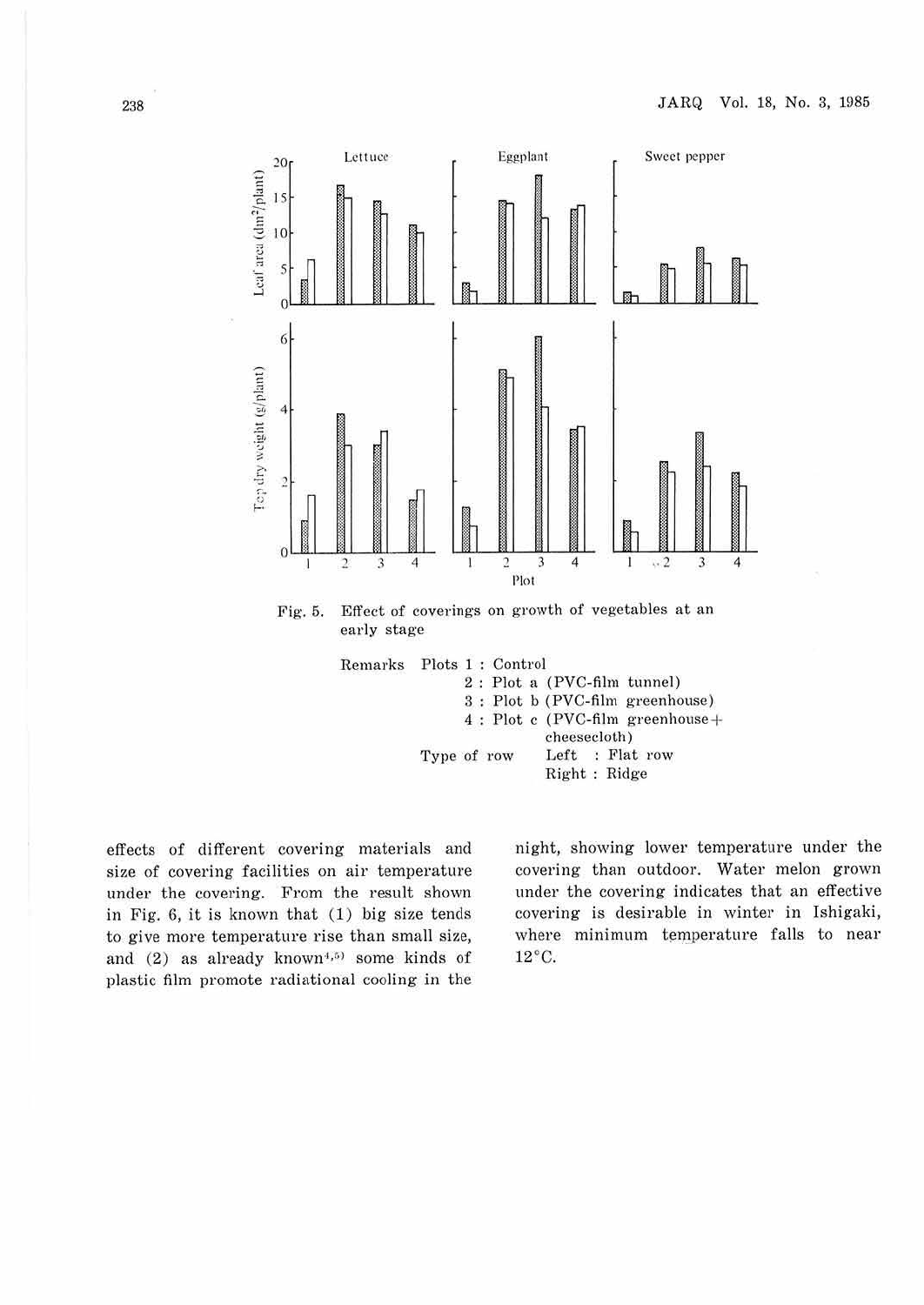Fig. 5. Effect of coverings on growth of vegetables at an early stage

Remarks Plots 1 : Control
2 : Plot a (PVC-film tunnel)
3 : Plot b (PVC-film greenhouse)
4 : Plot c (PVC-film greenhouse + cheesecloth)

Type of row Left : Flat row
Right : Ridge

effects of different covering materials and size of covering facilities on air temperature under the covering. From the result shown in Fig. 6, it is known that (1) big size tends to give more temperature rise than small size, and (2) as already known[4,5] some kinds of plastic film promote radiational cooling in the night, showing lower temperature under the covering than outdoor. Water melon grown under the covering indicates that an effective covering is desirable in winter in Ishigaki, where minimum temperature falls to near 12°C.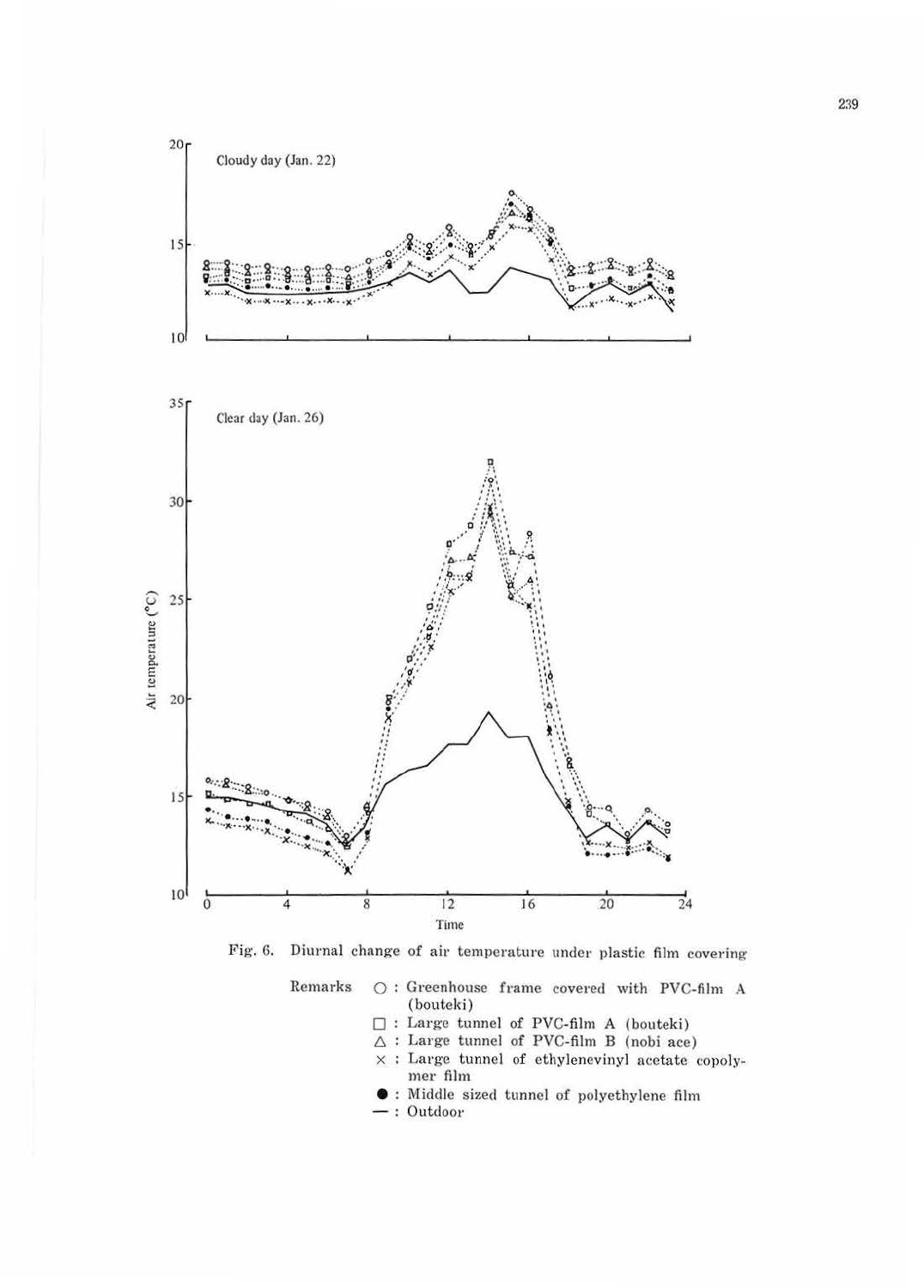Fig. 6. Diurnal change of air temperature under plastic film covering

Remarks
- ○ : Greenhouse frame covered with PVC-film A (bouteki)
- □ : Large tunnel of PVC-film A (bouteki)
- △ : Large tunnel of PVC-film B (nobi ace)
- × : Large tunnel of ethylenevinyl acetate copolymer film
- ● : Middle sized tunnel of polyethylene film
- — : Outdoor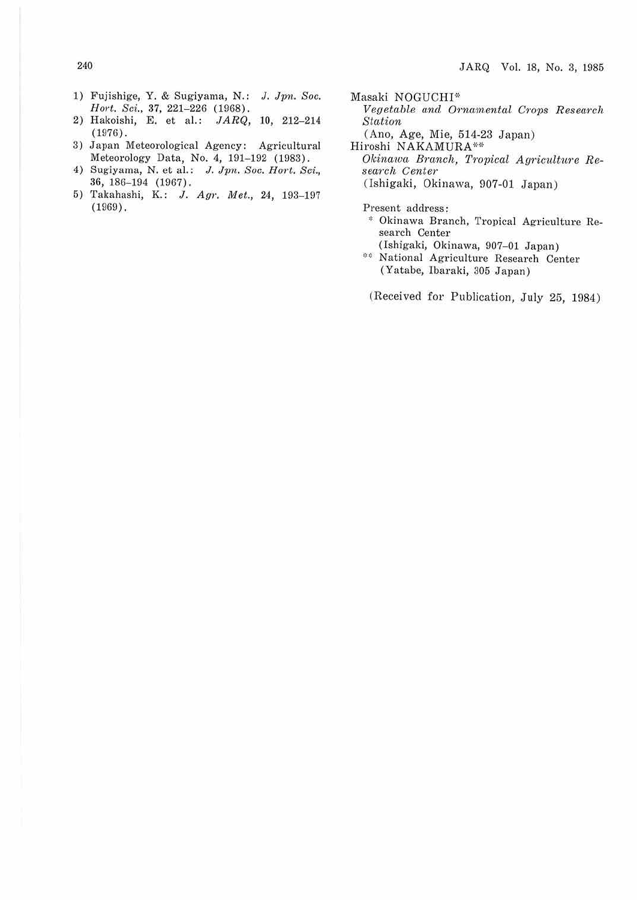1) Fujishige, Y. & Sugiyama, N.: *J. Jpn. Soc. Hort. Sci.*, 37, 221–226 (1968).
2) Hakoishi, E. et al.: *JARQ*, 10, 212–214 (1976).
3) Japan Meteorological Agency: Agricultural Meteorology Data, No. 4, 191–192 (1983).
4) Sugiyama, N. et al.: *J. Jpn. Soc. Hort. Sci.*, 36, 186–194 (1967).
5) Takahashi, K.: *J. Agr. Met.*, 24, 193–197 (1969).

Masaki NOGUCHI*
*Vegetable and Ornamental Crops Research Station*
(Ano, Age, Mie, 514-23 Japan)

Hiroshi NAKAMURA**
*Okinawa Branch, Tropical Agriculture Research Center*
(Ishigaki, Okinawa, 907-01 Japan)

Present address:
\* Okinawa Branch, Tropical Agriculture Research Center
(Ishigaki, Okinawa, 907-01 Japan)
\*\* National Agriculture Research Center
(Yatabe, Ibaraki, 305 Japan)

(Received for Publication, July 25, 1984)